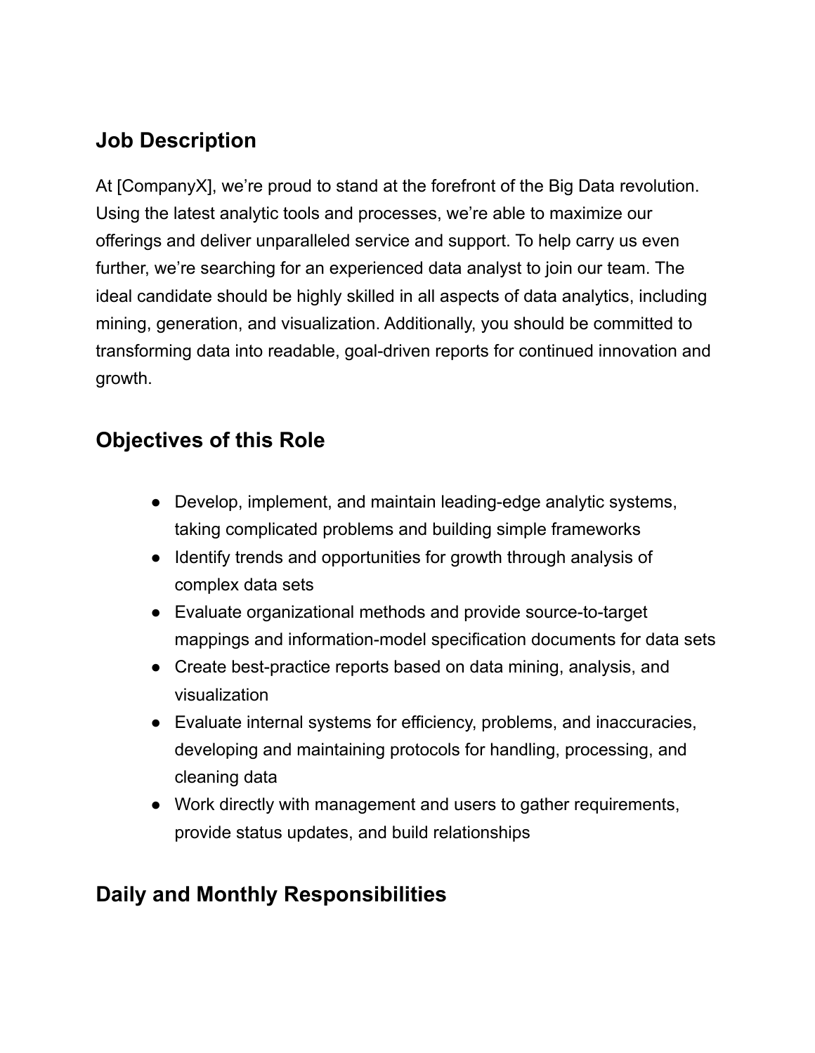## Job Description

At [CompanyX], we're proud to stand at the forefront of the Big Data revolution. Using the latest analytic tools and processes, we're able to maximize our offerings and deliver unparalleled service and support. To help carry us even further, we're searching for an experienced data analyst to join our team. The ideal candidate should be highly skilled in all aspects of data analytics, including mining, generation, and visualization. Additionally, you should be committed to transforming data into readable, goal-driven reports for continued innovation and growth.

## Objectives of this Role

- Develop, implement, and maintain leading-edge analytic systems, taking complicated problems and building simple frameworks
- Identify trends and opportunities for growth through analysis of complex data sets
- Evaluate organizational methods and provide source-to-target mappings and information-model specification documents for data sets
- Create best-practice reports based on data mining, analysis, and visualization
- Evaluate internal systems for efficiency, problems, and inaccuracies, developing and maintaining protocols for handling, processing, and cleaning data
- Work directly with management and users to gather requirements, provide status updates, and build relationships

## Daily and Monthly Responsibilities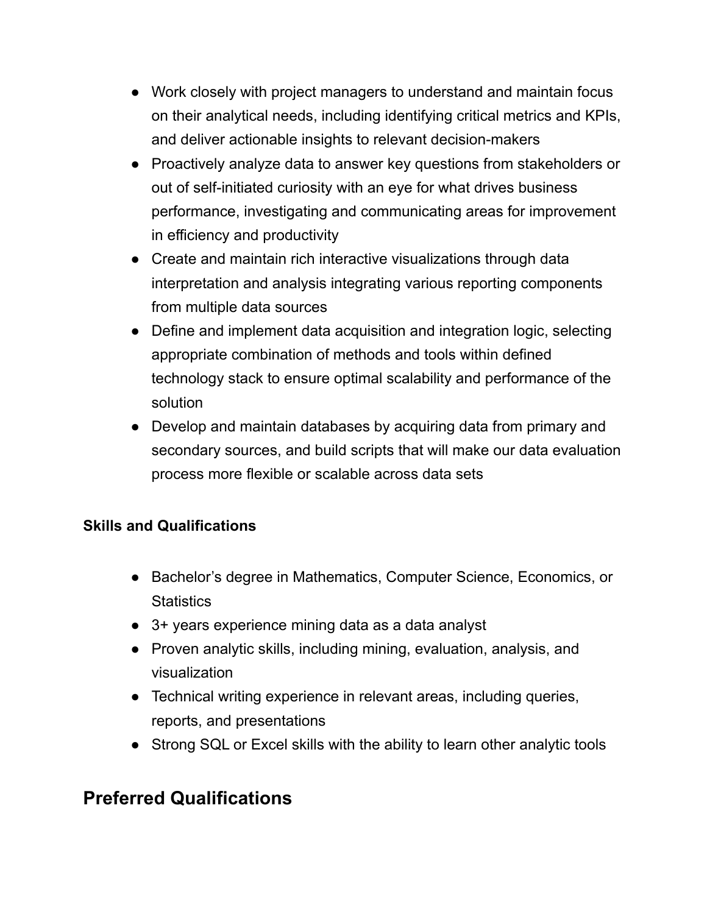- Work closely with project managers to understand and maintain focus on their analytical needs, including identifying critical metrics and KPIs, and deliver actionable insights to relevant decision-makers
- Proactively analyze data to answer key questions from stakeholders or out of self-initiated curiosity with an eye for what drives business performance, investigating and communicating areas for improvement in efficiency and productivity
- Create and maintain rich interactive visualizations through data interpretation and analysis integrating various reporting components from multiple data sources
- Define and implement data acquisition and integration logic, selecting appropriate combination of methods and tools within defined technology stack to ensure optimal scalability and performance of the solution
- Develop and maintain databases by acquiring data from primary and secondary sources, and build scripts that will make our data evaluation process more flexible or scalable across data sets

**Skills and Qualifications**

- Bachelor's degree in Mathematics, Computer Science, Economics, or Statistics
- 3+ years experience mining data as a data analyst
- Proven analytic skills, including mining, evaluation, analysis, and visualization
- Technical writing experience in relevant areas, including queries, reports, and presentations
- Strong SQL or Excel skills with the ability to learn other analytic tools

## Preferred Qualifications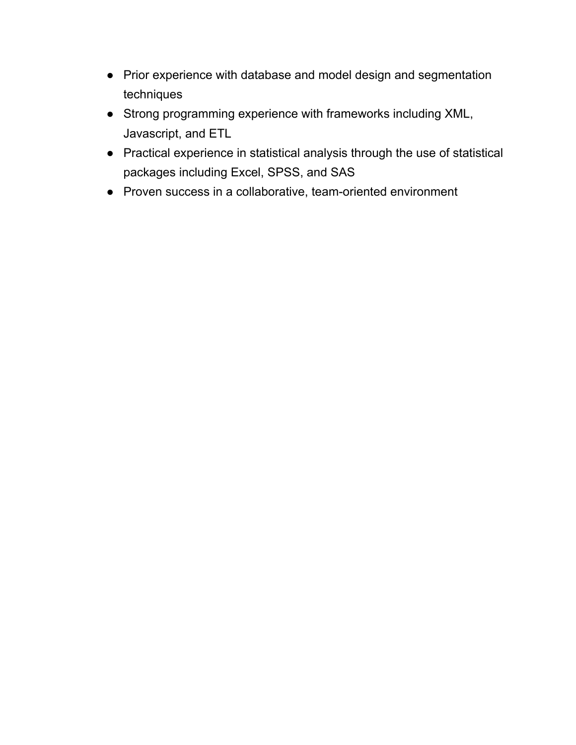- Prior experience with database and model design and segmentation techniques
- Strong programming experience with frameworks including XML, Javascript, and ETL
- Practical experience in statistical analysis through the use of statistical packages including Excel, SPSS, and SAS
- Proven success in a collaborative, team-oriented environment